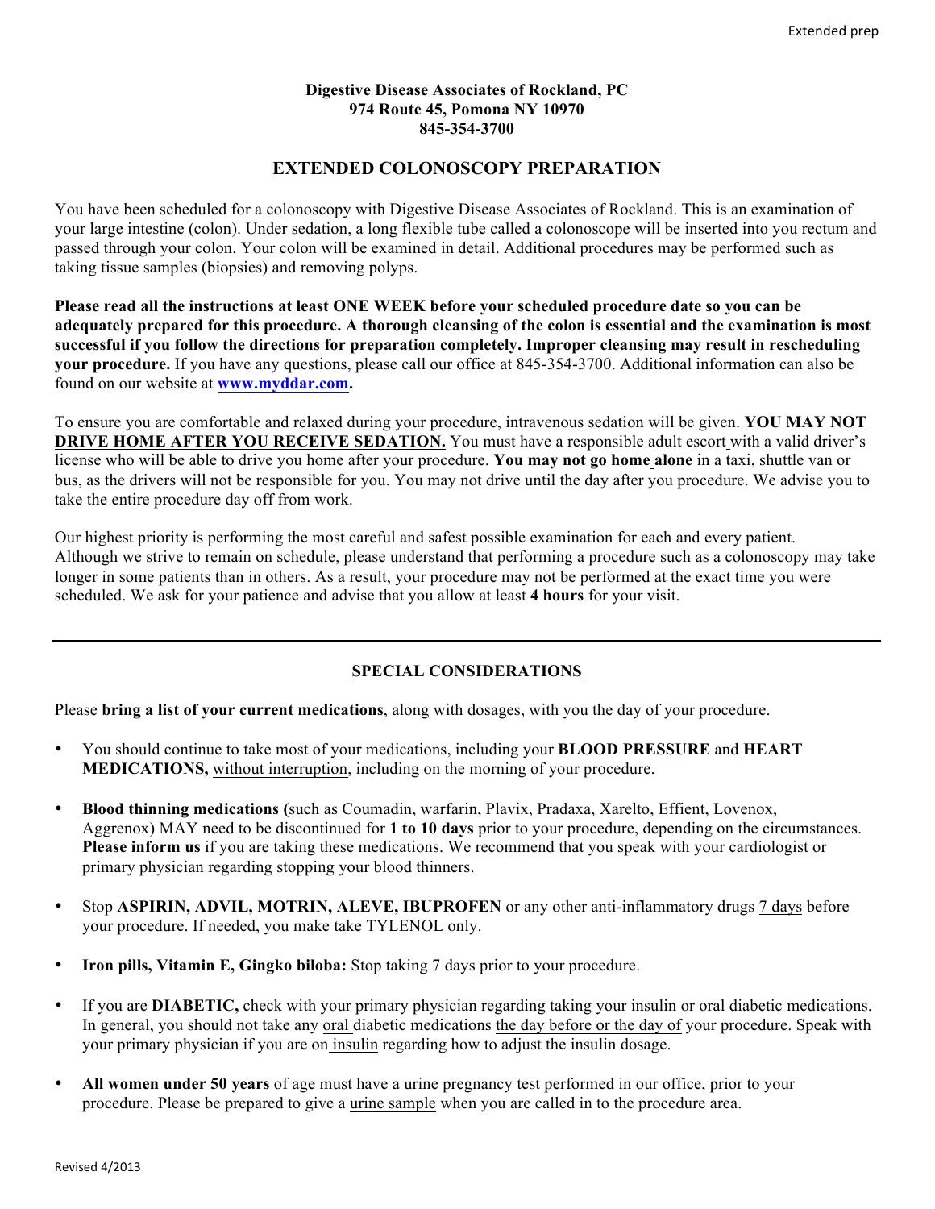**Digestive Disease Associates of Rockland, PC**
**974 Route 45, Pomona NY 10970**
**845-354-3700**

# EXTENDED COLONOSCOPY PREPARATION

You have been scheduled for a colonoscopy with Digestive Disease Associates of Rockland. This is an examination of your large intestine (colon). Under sedation, a long flexible tube called a colonoscope will be inserted into you rectum and passed through your colon. Your colon will be examined in detail. Additional procedures may be performed such as taking tissue samples (biopsies) and removing polyps.

**Please read all the instructions at least ONE WEEK before your scheduled procedure date so you can be adequately prepared for this procedure. A thorough cleansing of the colon is essential and the examination is most successful if you follow the directions for preparation completely. Improper cleansing may result in rescheduling your procedure.** If you have any questions, please call our office at 845-354-3700. Additional information can also be found on our website at **www.myddar.com.**

To ensure you are comfortable and relaxed during your procedure, intravenous sedation will be given. **YOU MAY NOT DRIVE HOME AFTER YOU RECEIVE SEDATION.** You must have a responsible adult escort with a valid driver's license who will be able to drive you home after your procedure. **You may not go home alone** in a taxi, shuttle van or bus, as the drivers will not be responsible for you. You may not drive until the day after you procedure. We advise you to take the entire procedure day off from work.

Our highest priority is performing the most careful and safest possible examination for each and every patient. Although we strive to remain on schedule, please understand that performing a procedure such as a colonoscopy may take longer in some patients than in others. As a result, your procedure may not be performed at the exact time you were scheduled. We ask for your patience and advise that you allow at least **4 hours** for your visit.

---

## SPECIAL CONSIDERATIONS

Please **bring a list of your current medications**, along with dosages, with you the day of your procedure.

- You should continue to take most of your medications, including your **BLOOD PRESSURE** and **HEART MEDICATIONS,** without interruption, including on the morning of your procedure.
- **Blood thinning medications (**such as Coumadin, warfarin, Plavix, Pradaxa, Xarelto, Effient, Lovenox, Aggrenox) MAY need to be discontinued for **1 to 10 days** prior to your procedure, depending on the circumstances. **Please inform us** if you are taking these medications. We recommend that you speak with your cardiologist or primary physician regarding stopping your blood thinners.
- Stop **ASPIRIN, ADVIL, MOTRIN, ALEVE, IBUPROFEN** or any other anti-inflammatory drugs 7 days before your procedure. If needed, you make take TYLENOL only.
- **Iron pills, Vitamin E, Gingko biloba:** Stop taking 7 days prior to your procedure.
- If you are **DIABETIC,** check with your primary physician regarding taking your insulin or oral diabetic medications. In general, you should not take any oral diabetic medications the day before or the day of your procedure. Speak with your primary physician if you are on insulin regarding how to adjust the insulin dosage.
- **All women under 50 years** of age must have a urine pregnancy test performed in our office, prior to your procedure. Please be prepared to give a urine sample when you are called in to the procedure area.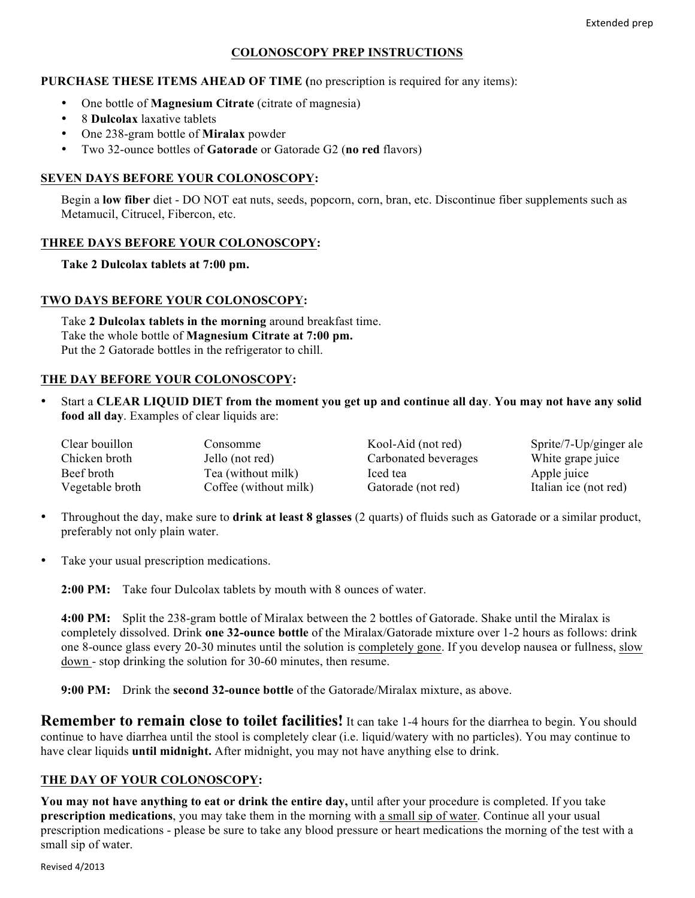# COLONOSCOPY PREP INSTRUCTIONS

**PURCHASE THESE ITEMS AHEAD OF TIME (**no prescription is required for any items):

- One bottle of **Magnesium Citrate** (citrate of magnesia)
- 8 **Dulcolax** laxative tablets
- One 238-gram bottle of **Miralax** powder
- Two 32-ounce bottles of **Gatorade** or Gatorade G2 (**no red** flavors)

## SEVEN DAYS BEFORE YOUR COLONOSCOPY:

Begin a **low fiber** diet - DO NOT eat nuts, seeds, popcorn, corn, bran, etc. Discontinue fiber supplements such as Metamucil, Citrucel, Fibercon, etc.

## THREE DAYS BEFORE YOUR COLONOSCOPY:

**Take 2 Dulcolax tablets at 7:00 pm.**

## TWO DAYS BEFORE YOUR COLONOSCOPY:

Take **2 Dulcolax tablets in the morning** around breakfast time.
Take the whole bottle of **Magnesium Citrate at 7:00 pm.**
Put the 2 Gatorade bottles in the refrigerator to chill.

## THE DAY BEFORE YOUR COLONOSCOPY:

- Start a **CLEAR LIQUID DIET from the moment you get up and continue all day**. **You may not have any solid food all day**. Examples of clear liquids are:

| | | | |
|---|---|---|---|
| Clear bouillon | Consomme | Kool-Aid (not red) | Sprite/7-Up/ginger ale |
| Chicken broth | Jello (not red) | Carbonated beverages | White grape juice |
| Beef broth | Tea (without milk) | Iced tea | Apple juice |
| Vegetable broth | Coffee (without milk) | Gatorade (not red) | Italian ice (not red) |

- Throughout the day, make sure to **drink at least 8 glasses** (2 quarts) of fluids such as Gatorade or a similar product, preferably not only plain water.

- Take your usual prescription medications.

**2:00 PM:** Take four Dulcolax tablets by mouth with 8 ounces of water.

**4:00 PM:** Split the 238-gram bottle of Miralax between the 2 bottles of Gatorade. Shake until the Miralax is completely dissolved. Drink **one 32-ounce bottle** of the Miralax/Gatorade mixture over 1-2 hours as follows: drink one 8-ounce glass every 20-30 minutes until the solution is completely gone. If you develop nausea or fullness, slow down - stop drinking the solution for 30-60 minutes, then resume.

**9:00 PM:** Drink the **second 32-ounce bottle** of the Gatorade/Miralax mixture, as above.

**Remember to remain close to toilet facilities!** It can take 1-4 hours for the diarrhea to begin. You should continue to have diarrhea until the stool is completely clear (i.e. liquid/watery with no particles). You may continue to have clear liquids **until midnight.** After midnight, you may not have anything else to drink.

## THE DAY OF YOUR COLONOSCOPY:

**You may not have anything to eat or drink the entire day,** until after your procedure is completed. If you take **prescription medications**, you may take them in the morning with a small sip of water. Continue all your usual prescription medications - please be sure to take any blood pressure or heart medications the morning of the test with a small sip of water.

Revised 4/2013